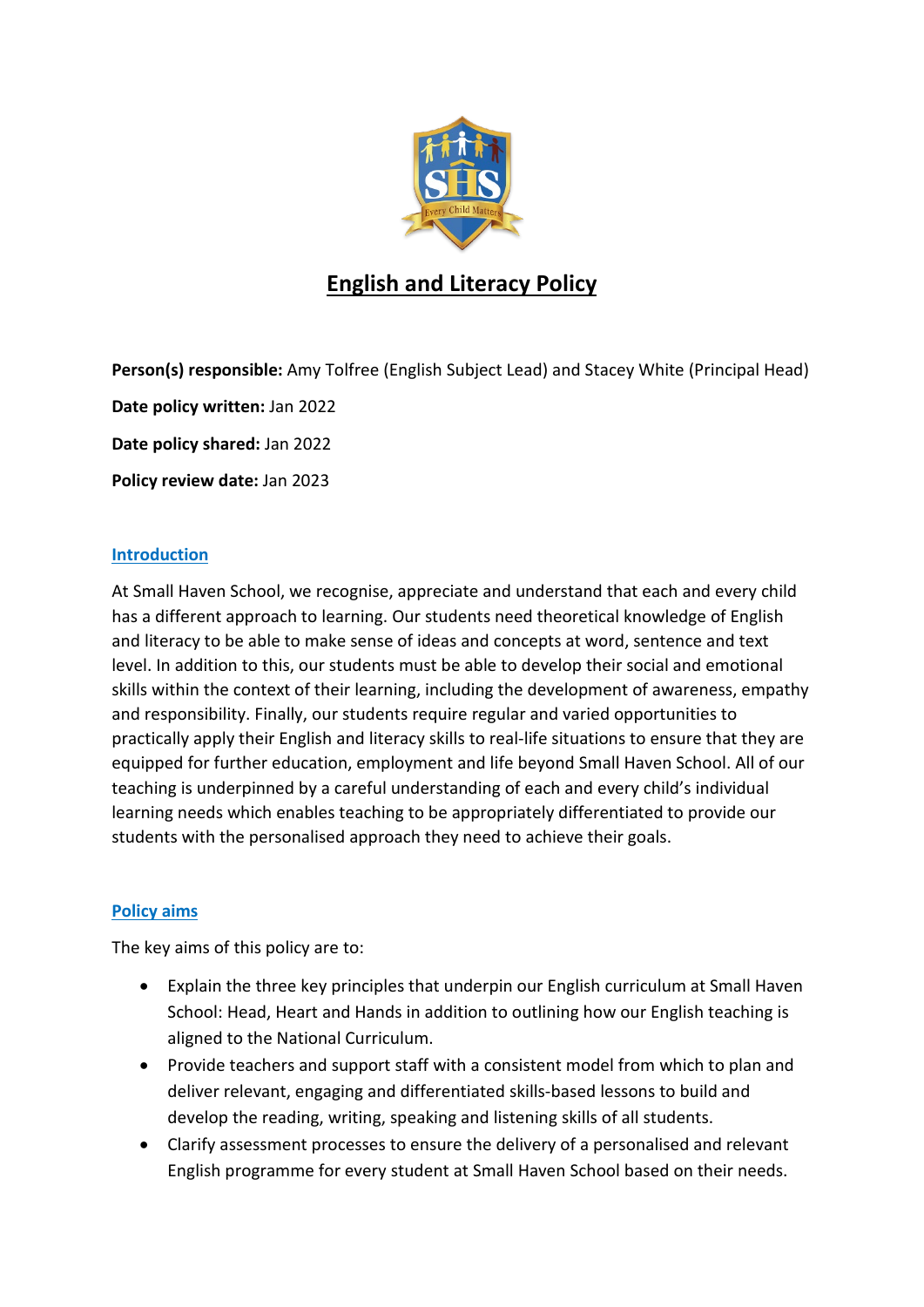# English and Literacy Policy

**Person(s) responsible:** Amy Tolfree (English Subject Lead) and Stacey White (Principal Head)

**Date policy written:** Jan 2022

**Date policy shared:** Jan 2022

**Policy review date:** Jan 2023

## Introduction

At Small Haven School, we recognise, appreciate and understand that each and every child has a different approach to learning. Our students need theoretical knowledge of English and literacy to be able to make sense of ideas and concepts at word, sentence and text level. In addition to this, our students must be able to develop their social and emotional skills within the context of their learning, including the development of awareness, empathy and responsibility. Finally, our students require regular and varied opportunities to practically apply their English and literacy skills to real-life situations to ensure that they are equipped for further education, employment and life beyond Small Haven School. All of our teaching is underpinned by a careful understanding of each and every child's individual learning needs which enables teaching to be appropriately differentiated to provide our students with the personalised approach they need to achieve their goals.

## Policy aims

The key aims of this policy are to:

- Explain the three key principles that underpin our English curriculum at Small Haven School: Head, Heart and Hands in addition to outlining how our English teaching is aligned to the National Curriculum.
- Provide teachers and support staff with a consistent model from which to plan and deliver relevant, engaging and differentiated skills-based lessons to build and develop the reading, writing, speaking and listening skills of all students.
- Clarify assessment processes to ensure the delivery of a personalised and relevant English programme for every student at Small Haven School based on their needs.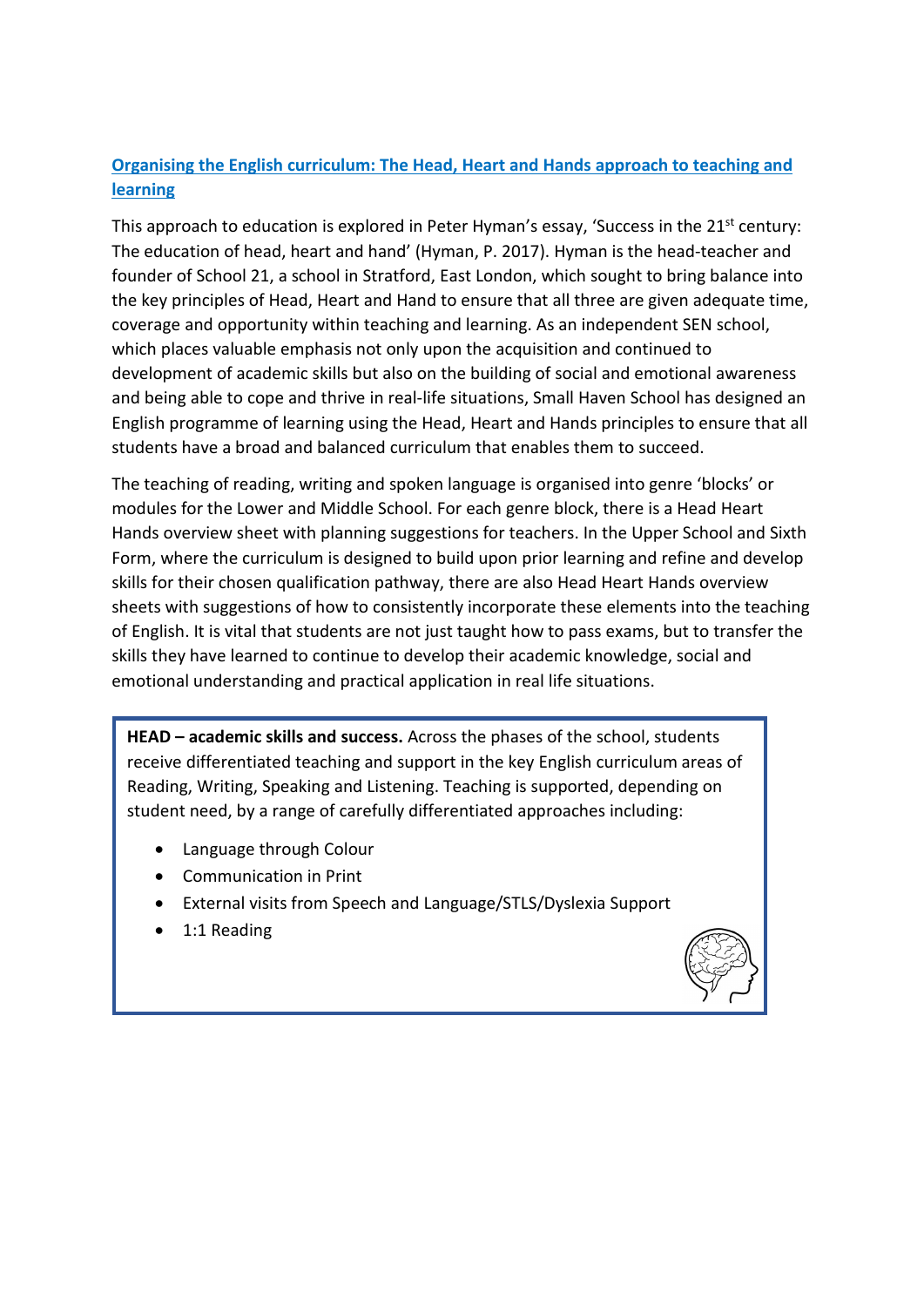## Organising the English curriculum: The Head, Heart and Hands approach to teaching and learning

This approach to education is explored in Peter Hyman's essay, 'Success in the 21st century: The education of head, heart and hand' (Hyman, P. 2017). Hyman is the head-teacher and founder of School 21, a school in Stratford, East London, which sought to bring balance into the key principles of Head, Heart and Hand to ensure that all three are given adequate time, coverage and opportunity within teaching and learning. As an independent SEN school, which places valuable emphasis not only upon the acquisition and continued to development of academic skills but also on the building of social and emotional awareness and being able to cope and thrive in real-life situations, Small Haven School has designed an English programme of learning using the Head, Heart and Hands principles to ensure that all students have a broad and balanced curriculum that enables them to succeed.

The teaching of reading, writing and spoken language is organised into genre 'blocks' or modules for the Lower and Middle School. For each genre block, there is a Head Heart Hands overview sheet with planning suggestions for teachers. In the Upper School and Sixth Form, where the curriculum is designed to build upon prior learning and refine and develop skills for their chosen qualification pathway, there are also Head Heart Hands overview sheets with suggestions of how to consistently incorporate these elements into the teaching of English. It is vital that students are not just taught how to pass exams, but to transfer the skills they have learned to continue to develop their academic knowledge, social and emotional understanding and practical application in real life situations.

**HEAD – academic skills and success.** Across the phases of the school, students receive differentiated teaching and support in the key English curriculum areas of Reading, Writing, Speaking and Listening. Teaching is supported, depending on student need, by a range of carefully differentiated approaches including:

- Language through Colour
- Communication in Print
- External visits from Speech and Language/STLS/Dyslexia Support
- 1:1 Reading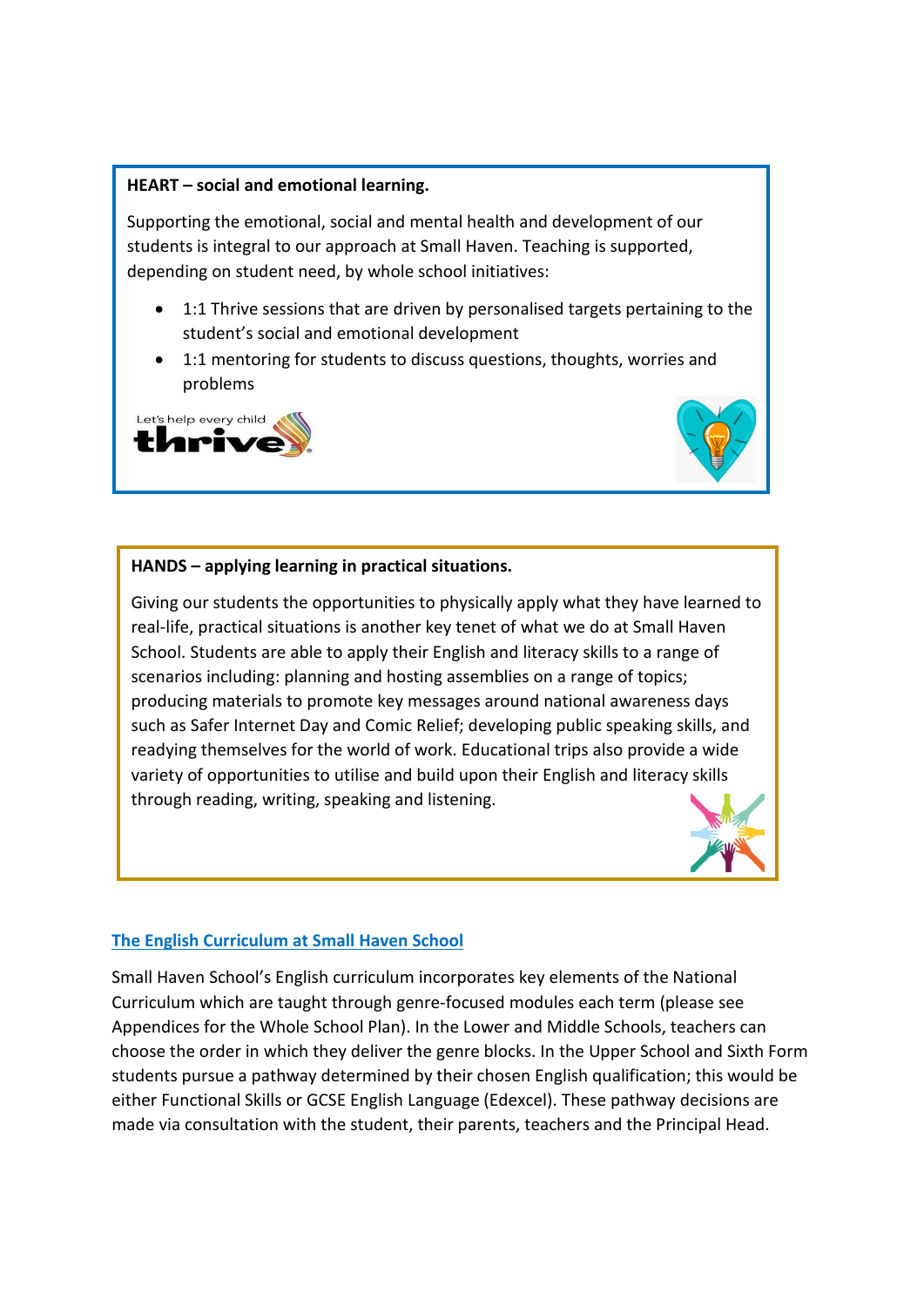**HEART – social and emotional learning.**

Supporting the emotional, social and mental health and development of our students is integral to our approach at Small Haven. Teaching is supported, depending on student need, by whole school initiatives:

- 1:1 Thrive sessions that are driven by personalised targets pertaining to the student's social and emotional development
- 1:1 mentoring for students to discuss questions, thoughts, worries and problems

**HANDS – applying learning in practical situations.**

Giving our students the opportunities to physically apply what they have learned to real-life, practical situations is another key tenet of what we do at Small Haven School. Students are able to apply their English and literacy skills to a range of scenarios including: planning and hosting assemblies on a range of topics; producing materials to promote key messages around national awareness days such as Safer Internet Day and Comic Relief; developing public speaking skills, and readying themselves for the world of work. Educational trips also provide a wide variety of opportunities to utilise and build upon their English and literacy skills through reading, writing, speaking and listening.

## The English Curriculum at Small Haven School

Small Haven School's English curriculum incorporates key elements of the National Curriculum which are taught through genre-focused modules each term (please see Appendices for the Whole School Plan). In the Lower and Middle Schools, teachers can choose the order in which they deliver the genre blocks. In the Upper School and Sixth Form students pursue a pathway determined by their chosen English qualification; this would be either Functional Skills or GCSE English Language (Edexcel). These pathway decisions are made via consultation with the student, their parents, teachers and the Principal Head.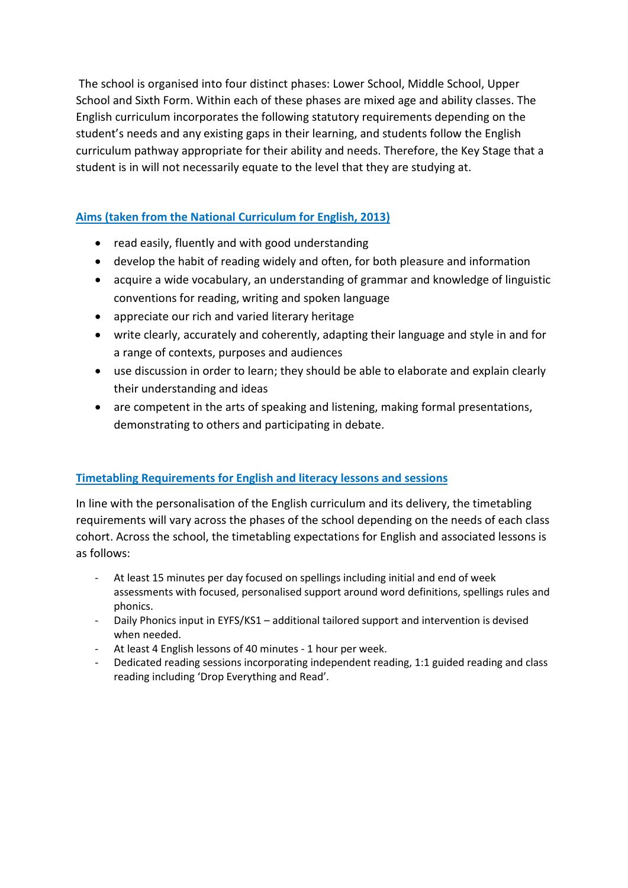The school is organised into four distinct phases: Lower School, Middle School, Upper School and Sixth Form. Within each of these phases are mixed age and ability classes. The English curriculum incorporates the following statutory requirements depending on the student's needs and any existing gaps in their learning, and students follow the English curriculum pathway appropriate for their ability and needs. Therefore, the Key Stage that a student is in will not necessarily equate to the level that they are studying at.

## Aims (taken from the National Curriculum for English, 2013)

- read easily, fluently and with good understanding
- develop the habit of reading widely and often, for both pleasure and information
- acquire a wide vocabulary, an understanding of grammar and knowledge of linguistic conventions for reading, writing and spoken language
- appreciate our rich and varied literary heritage
- write clearly, accurately and coherently, adapting their language and style in and for a range of contexts, purposes and audiences
- use discussion in order to learn; they should be able to elaborate and explain clearly their understanding and ideas
- are competent in the arts of speaking and listening, making formal presentations, demonstrating to others and participating in debate.

## Timetabling Requirements for English and literacy lessons and sessions

In line with the personalisation of the English curriculum and its delivery, the timetabling requirements will vary across the phases of the school depending on the needs of each class cohort. Across the school, the timetabling expectations for English and associated lessons is as follows:

- At least 15 minutes per day focused on spellings including initial and end of week assessments with focused, personalised support around word definitions, spellings rules and phonics.
- Daily Phonics input in EYFS/KS1 – additional tailored support and intervention is devised when needed.
- At least 4 English lessons of 40 minutes - 1 hour per week.
- Dedicated reading sessions incorporating independent reading, 1:1 guided reading and class reading including 'Drop Everything and Read'.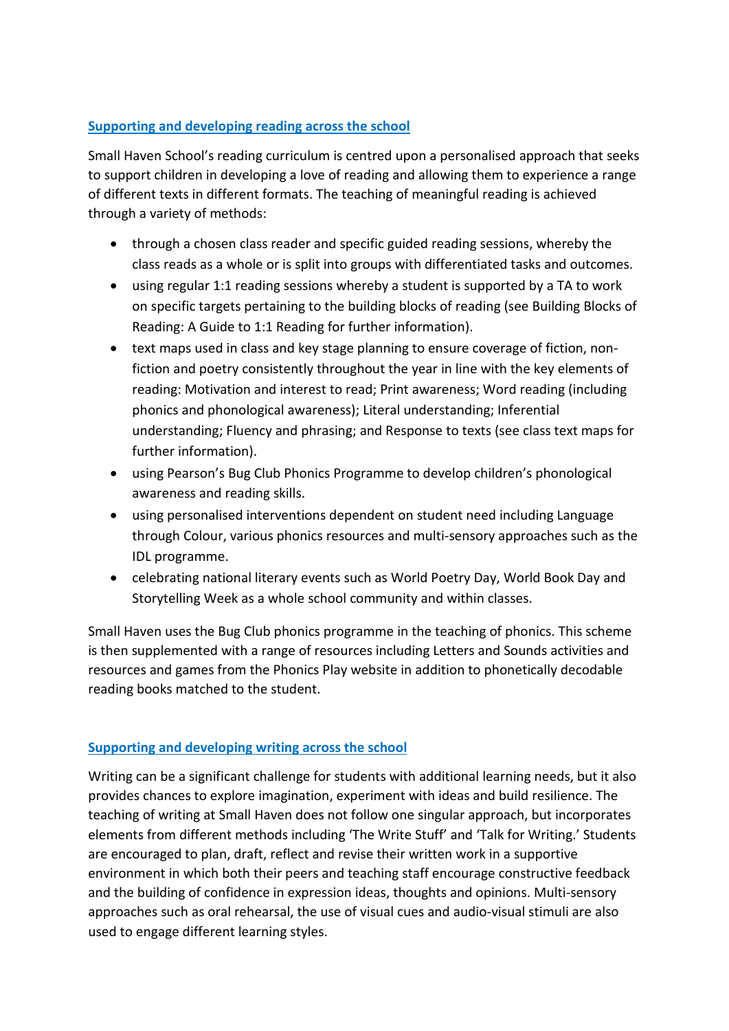## Supporting and developing reading across the school

Small Haven School's reading curriculum is centred upon a personalised approach that seeks to support children in developing a love of reading and allowing them to experience a range of different texts in different formats. The teaching of meaningful reading is achieved through a variety of methods:

- through a chosen class reader and specific guided reading sessions, whereby the class reads as a whole or is split into groups with differentiated tasks and outcomes.
- using regular 1:1 reading sessions whereby a student is supported by a TA to work on specific targets pertaining to the building blocks of reading (see Building Blocks of Reading: A Guide to 1:1 Reading for further information).
- text maps used in class and key stage planning to ensure coverage of fiction, non-fiction and poetry consistently throughout the year in line with the key elements of reading: Motivation and interest to read; Print awareness; Word reading (including phonics and phonological awareness); Literal understanding; Inferential understanding; Fluency and phrasing; and Response to texts (see class text maps for further information).
- using Pearson's Bug Club Phonics Programme to develop children's phonological awareness and reading skills.
- using personalised interventions dependent on student need including Language through Colour, various phonics resources and multi-sensory approaches such as the IDL programme.
- celebrating national literary events such as World Poetry Day, World Book Day and Storytelling Week as a whole school community and within classes.

Small Haven uses the Bug Club phonics programme in the teaching of phonics. This scheme is then supplemented with a range of resources including Letters and Sounds activities and resources and games from the Phonics Play website in addition to phonetically decodable reading books matched to the student.

## Supporting and developing writing across the school

Writing can be a significant challenge for students with additional learning needs, but it also provides chances to explore imagination, experiment with ideas and build resilience. The teaching of writing at Small Haven does not follow one singular approach, but incorporates elements from different methods including 'The Write Stuff' and 'Talk for Writing.' Students are encouraged to plan, draft, reflect and revise their written work in a supportive environment in which both their peers and teaching staff encourage constructive feedback and the building of confidence in expression ideas, thoughts and opinions. Multi-sensory approaches such as oral rehearsal, the use of visual cues and audio-visual stimuli are also used to engage different learning styles.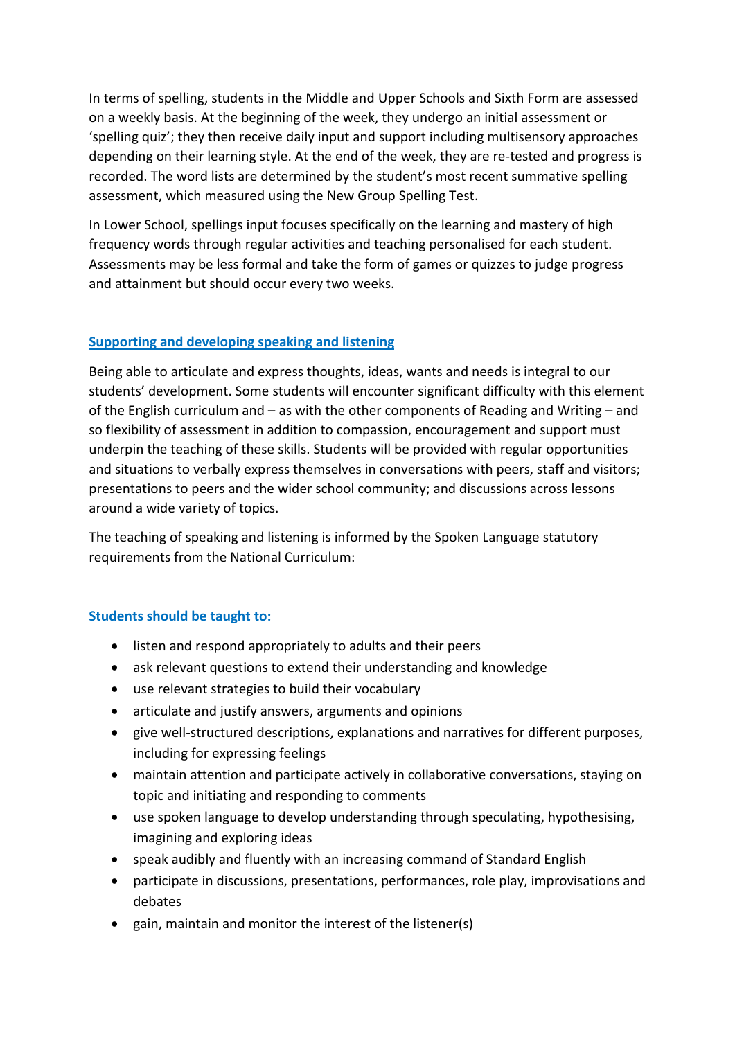In terms of spelling, students in the Middle and Upper Schools and Sixth Form are assessed on a weekly basis. At the beginning of the week, they undergo an initial assessment or 'spelling quiz'; they then receive daily input and support including multisensory approaches depending on their learning style. At the end of the week, they are re-tested and progress is recorded. The word lists are determined by the student's most recent summative spelling assessment, which measured using the New Group Spelling Test.

In Lower School, spellings input focuses specifically on the learning and mastery of high frequency words through regular activities and teaching personalised for each student. Assessments may be less formal and take the form of games or quizzes to judge progress and attainment but should occur every two weeks.

## Supporting and developing speaking and listening

Being able to articulate and express thoughts, ideas, wants and needs is integral to our students' development. Some students will encounter significant difficulty with this element of the English curriculum and – as with the other components of Reading and Writing – and so flexibility of assessment in addition to compassion, encouragement and support must underpin the teaching of these skills. Students will be provided with regular opportunities and situations to verbally express themselves in conversations with peers, staff and visitors; presentations to peers and the wider school community; and discussions across lessons around a wide variety of topics.

The teaching of speaking and listening is informed by the Spoken Language statutory requirements from the National Curriculum:

### Students should be taught to:

- listen and respond appropriately to adults and their peers
- ask relevant questions to extend their understanding and knowledge
- use relevant strategies to build their vocabulary
- articulate and justify answers, arguments and opinions
- give well-structured descriptions, explanations and narratives for different purposes, including for expressing feelings
- maintain attention and participate actively in collaborative conversations, staying on topic and initiating and responding to comments
- use spoken language to develop understanding through speculating, hypothesising, imagining and exploring ideas
- speak audibly and fluently with an increasing command of Standard English
- participate in discussions, presentations, performances, role play, improvisations and debates
- gain, maintain and monitor the interest of the listener(s)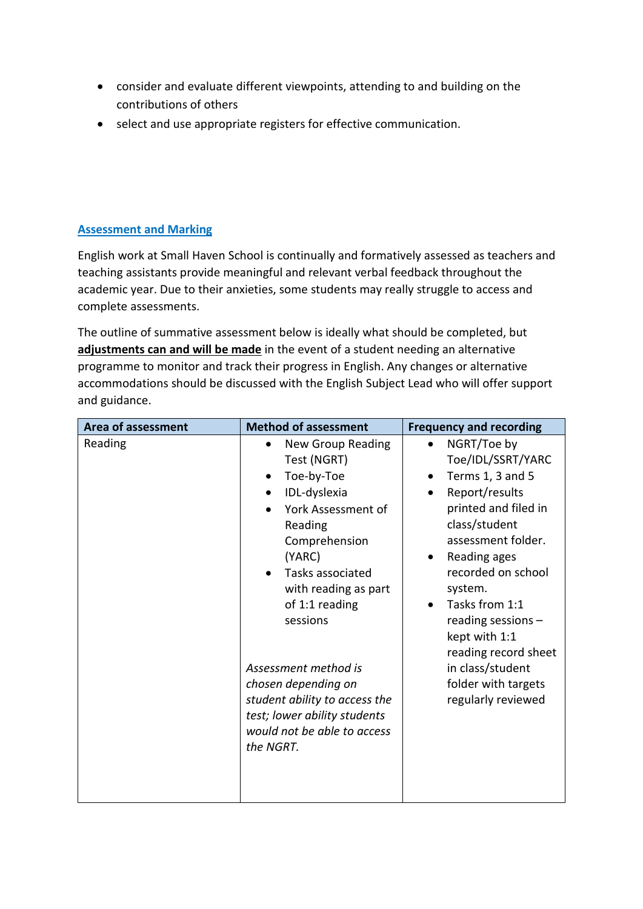- consider and evaluate different viewpoints, attending to and building on the contributions of others
- select and use appropriate registers for effective communication.

## Assessment and Marking

English work at Small Haven School is continually and formatively assessed as teachers and teaching assistants provide meaningful and relevant verbal feedback throughout the academic year. Due to their anxieties, some students may really struggle to access and complete assessments.

The outline of summative assessment below is ideally what should be completed, but **adjustments can and will be made** in the event of a student needing an alternative programme to monitor and track their progress in English. Any changes or alternative accommodations should be discussed with the English Subject Lead who will offer support and guidance.

| Area of assessment | Method of assessment | Frequency and recording |
| --- | --- | --- |
| Reading | <ul><li>New Group Reading Test (NGRT)</li><li>Toe-by-Toe</li><li>IDL-dyslexia</li><li>York Assessment of Reading Comprehension (YARC)</li><li>Tasks associated with reading as part of 1:1 reading sessions</li></ul> *Assessment method is chosen depending on student ability to access the test; lower ability students would not be able to access the NGRT.* | <ul><li>NGRT/Toe by Toe/IDL/SSRT/YARC</li><li>Terms 1, 3 and 5</li><li>Report/results printed and filed in class/student assessment folder.</li><li>Reading ages recorded on school system.</li><li>Tasks from 1:1 reading sessions – kept with 1:1 reading record sheet in class/student folder with targets regularly reviewed</li></ul> |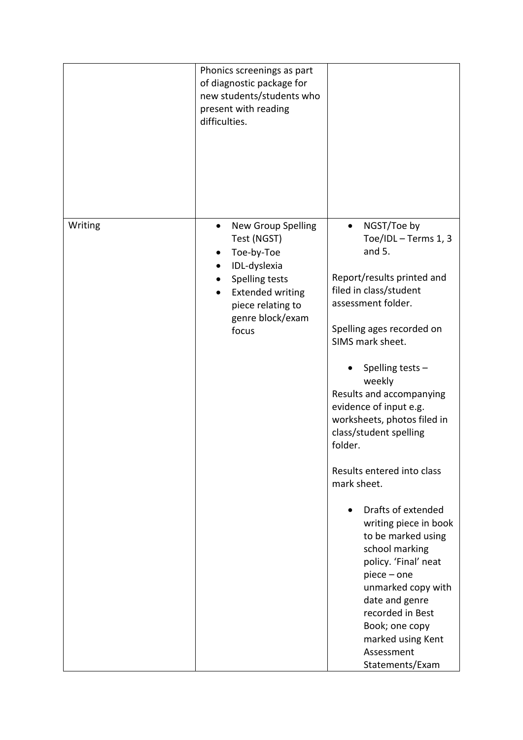| | | |
|---|---|---|
| | Phonics screenings as part of diagnostic package for new students/students who present with reading difficulties. | |
| Writing | • New Group Spelling Test (NGST)<br>• Toe-by-Toe<br>• IDL-dyslexia<br>• Spelling tests<br>• Extended writing piece relating to genre block/exam focus | • NGST/Toe by Toe/IDL – Terms 1, 3 and 5.<br><br>Report/results printed and filed in class/student assessment folder.<br><br>Spelling ages recorded on SIMS mark sheet.<br><br>• Spelling tests – weekly<br>Results and accompanying evidence of input e.g. worksheets, photos filed in class/student spelling folder.<br><br>Results entered into class mark sheet.<br><br>• Drafts of extended writing piece in book to be marked using school marking policy. 'Final' neat piece – one unmarked copy with date and genre recorded in Best Book; one copy marked using Kent Assessment Statements/Exam |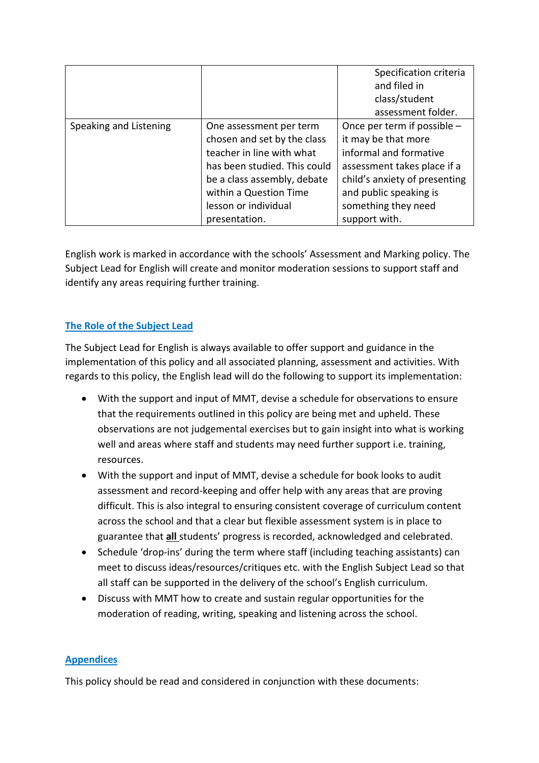| | | Specification criteria and filed in class/student assessment folder. |
|---|---|---|
| Speaking and Listening | One assessment per term chosen and set by the class teacher in line with what has been studied. This could be a class assembly, debate within a Question Time lesson or individual presentation. | Once per term if possible – it may be that more informal and formative assessment takes place if a child's anxiety of presenting and public speaking is something they need support with. |

English work is marked in accordance with the schools' Assessment and Marking policy. The Subject Lead for English will create and monitor moderation sessions to support staff and identify any areas requiring further training.

## The Role of the Subject Lead

The Subject Lead for English is always available to offer support and guidance in the implementation of this policy and all associated planning, assessment and activities. With regards to this policy, the English lead will do the following to support its implementation:

- With the support and input of MMT, devise a schedule for observations to ensure that the requirements outlined in this policy are being met and upheld. These observations are not judgemental exercises but to gain insight into what is working well and areas where staff and students may need further support i.e. training, resources.
- With the support and input of MMT, devise a schedule for book looks to audit assessment and record-keeping and offer help with any areas that are proving difficult. This is also integral to ensuring consistent coverage of curriculum content across the school and that a clear but flexible assessment system is in place to guarantee that **all** students' progress is recorded, acknowledged and celebrated.
- Schedule 'drop-ins' during the term where staff (including teaching assistants) can meet to discuss ideas/resources/critiques etc. with the English Subject Lead so that all staff can be supported in the delivery of the school's English curriculum.
- Discuss with MMT how to create and sustain regular opportunities for the moderation of reading, writing, speaking and listening across the school.

## Appendices

This policy should be read and considered in conjunction with these documents: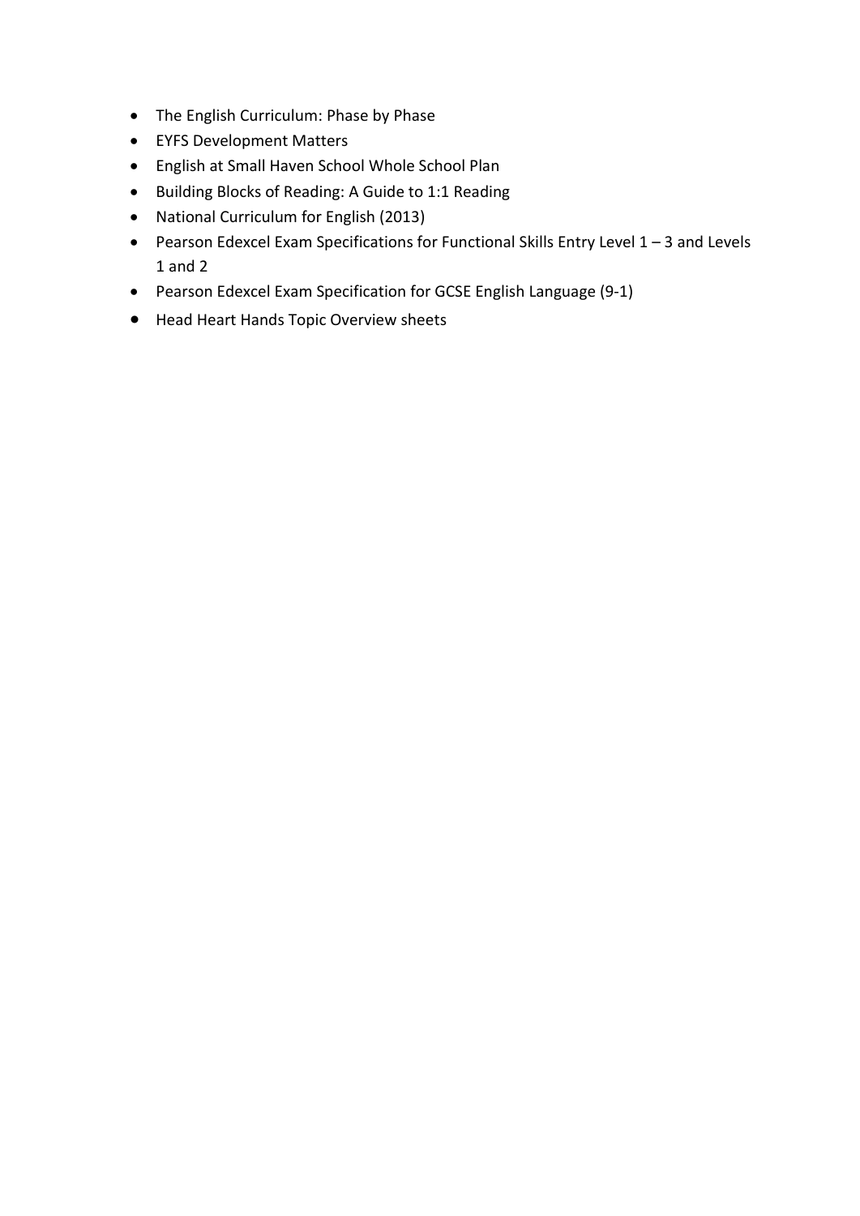- The English Curriculum: Phase by Phase
- EYFS Development Matters
- English at Small Haven School Whole School Plan
- Building Blocks of Reading: A Guide to 1:1 Reading
- National Curriculum for English (2013)
- Pearson Edexcel Exam Specifications for Functional Skills Entry Level 1 – 3 and Levels 1 and 2
- Pearson Edexcel Exam Specification for GCSE English Language (9-1)
- Head Heart Hands Topic Overview sheets